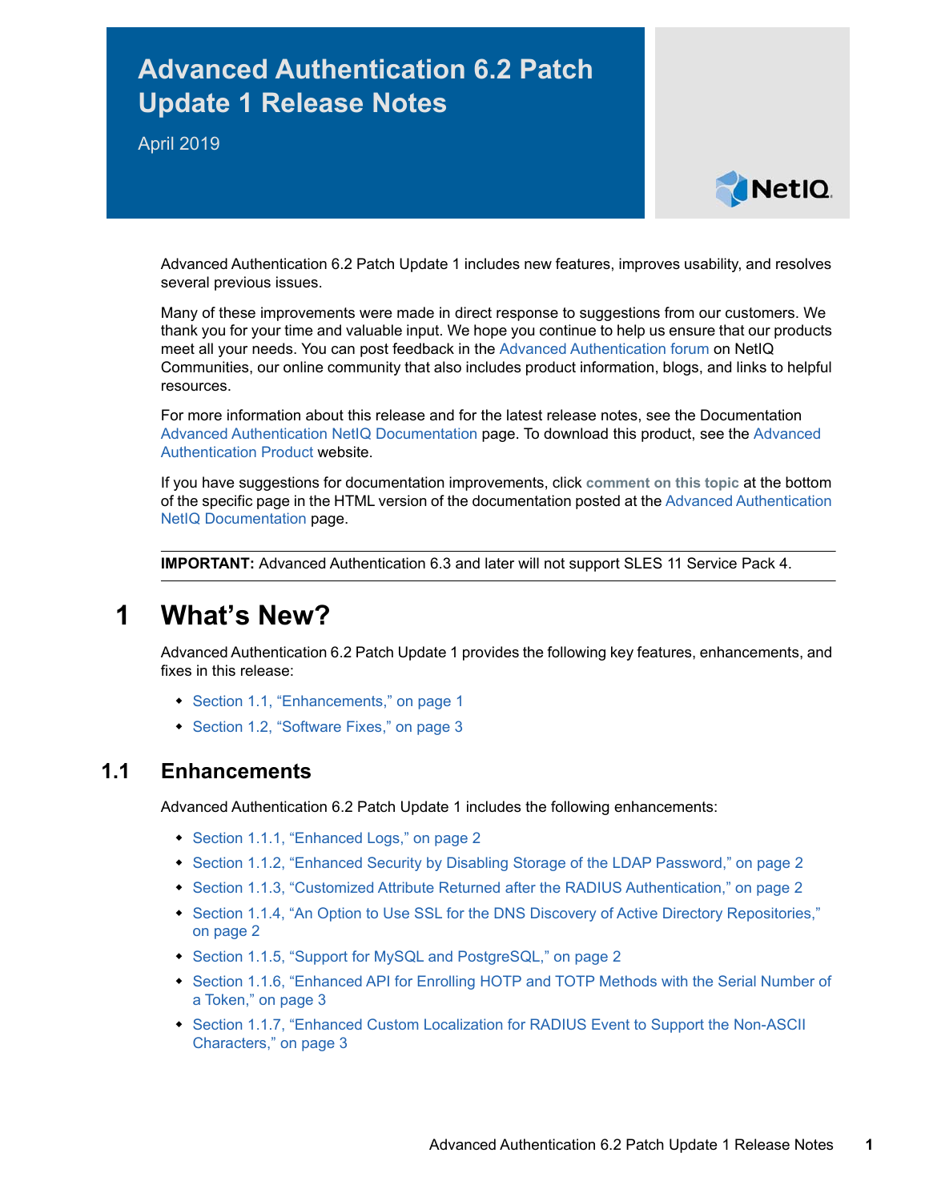# Advanced Authentication 6.2 Patch Update 1 Release Notes

April 2019

NetIQ

Advanced Authentication 6.2 Patch Update 1 includes new features, improves usability, and resolves several previous issues.

Many of these improvements were made in direct response to suggestions from our customers. We thank you for your time and valuable input. We hope you continue to help us ensure that our products meet all your needs. You can post feedback in the Advanced Authentication forum on NetIQ Communities, our online community that also includes product information, blogs, and links to helpful resources.

For more information about this release and for the latest release notes, see the Documentation Advanced Authentication NetIQ Documentation page. To download this product, see the Advanced Authentication Product website.

If you have suggestions for documentation improvements, click **comment on this topic** at the bottom of the specific page in the HTML version of the documentation posted at the Advanced Authentication NetIQ Documentation page.

---

**IMPORTANT:** Advanced Authentication 6.3 and later will not support SLES 11 Service Pack 4.

---

# 1 What's New?

Advanced Authentication 6.2 Patch Update 1 provides the following key features, enhancements, and fixes in this release:

- Section 1.1, "Enhancements," on page 1
- Section 1.2, "Software Fixes," on page 3

## 1.1 Enhancements

Advanced Authentication 6.2 Patch Update 1 includes the following enhancements:

- Section 1.1.1, "Enhanced Logs," on page 2
- Section 1.1.2, "Enhanced Security by Disabling Storage of the LDAP Password," on page 2
- Section 1.1.3, "Customized Attribute Returned after the RADIUS Authentication," on page 2
- Section 1.1.4, "An Option to Use SSL for the DNS Discovery of Active Directory Repositories," on page 2
- Section 1.1.5, "Support for MySQL and PostgreSQL," on page 2
- Section 1.1.6, "Enhanced API for Enrolling HOTP and TOTP Methods with the Serial Number of a Token," on page 3
- Section 1.1.7, "Enhanced Custom Localization for RADIUS Event to Support the Non-ASCII Characters," on page 3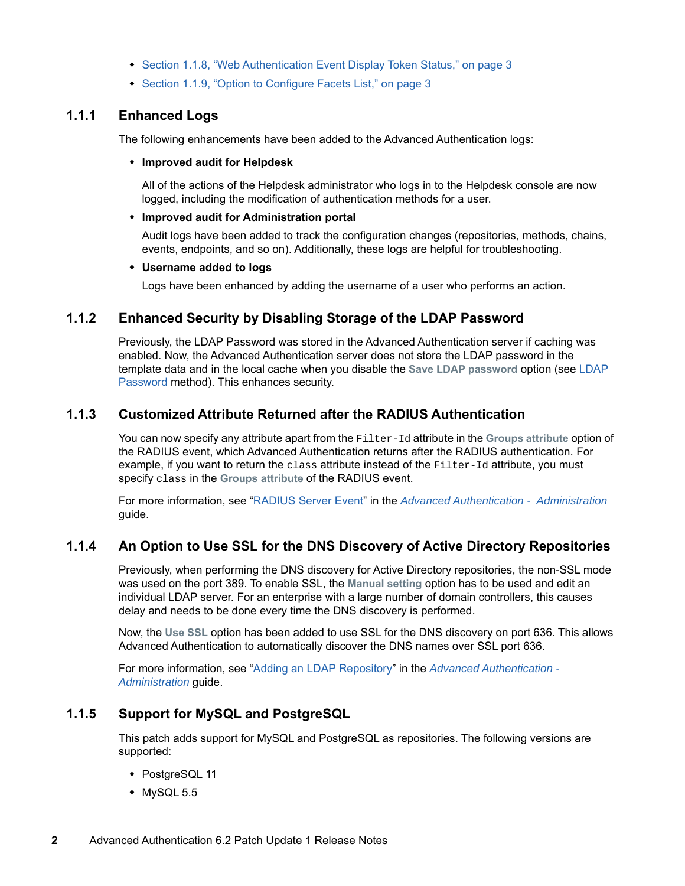* Section 1.1.8, “Web Authentication Event Display Token Status,” on page 3
* Section 1.1.9, “Option to Configure Facets List,” on page 3

### 1.1.1 Enhanced Logs

The following enhancements have been added to the Advanced Authentication logs:

* **Improved audit for Helpdesk**

  All of the actions of the Helpdesk administrator who logs in to the Helpdesk console are now logged, including the modification of authentication methods for a user.
* **Improved audit for Administration portal**

  Audit logs have been added to track the configuration changes (repositories, methods, chains, events, endpoints, and so on). Additionally, these logs are helpful for troubleshooting.
* **Username added to logs**

  Logs have been enhanced by adding the username of a user who performs an action.

### 1.1.2 Enhanced Security by Disabling Storage of the LDAP Password

Previously, the LDAP Password was stored in the Advanced Authentication server if caching was enabled. Now, the Advanced Authentication server does not store the LDAP password in the template data and in the local cache when you disable the **Save LDAP password** option (see LDAP Password method). This enhances security.

### 1.1.3 Customized Attribute Returned after the RADIUS Authentication

You can now specify any attribute apart from the `Filter-Id` attribute in the **Groups attribute** option of the RADIUS event, which Advanced Authentication returns after the RADIUS authentication. For example, if you want to return the `class` attribute instead of the `Filter-Id` attribute, you must specify `class` in the **Groups attribute** of the RADIUS event.

For more information, see “RADIUS Server Event” in the *Advanced Authentication - Administration* guide.

### 1.1.4 An Option to Use SSL for the DNS Discovery of Active Directory Repositories

Previously, when performing the DNS discovery for Active Directory repositories, the non-SSL mode was used on the port 389. To enable SSL, the **Manual setting** option has to be used and edit an individual LDAP server. For an enterprise with a large number of domain controllers, this causes delay and needs to be done every time the DNS discovery is performed.

Now, the **Use SSL** option has been added to use SSL for the DNS discovery on port 636. This allows Advanced Authentication to automatically discover the DNS names over SSL port 636.

For more information, see “Adding an LDAP Repository” in the *Advanced Authentication - Administration* guide.

### 1.1.5 Support for MySQL and PostgreSQL

This patch adds support for MySQL and PostgreSQL as repositories. The following versions are supported:

* PostgreSQL 11
* MySQL 5.5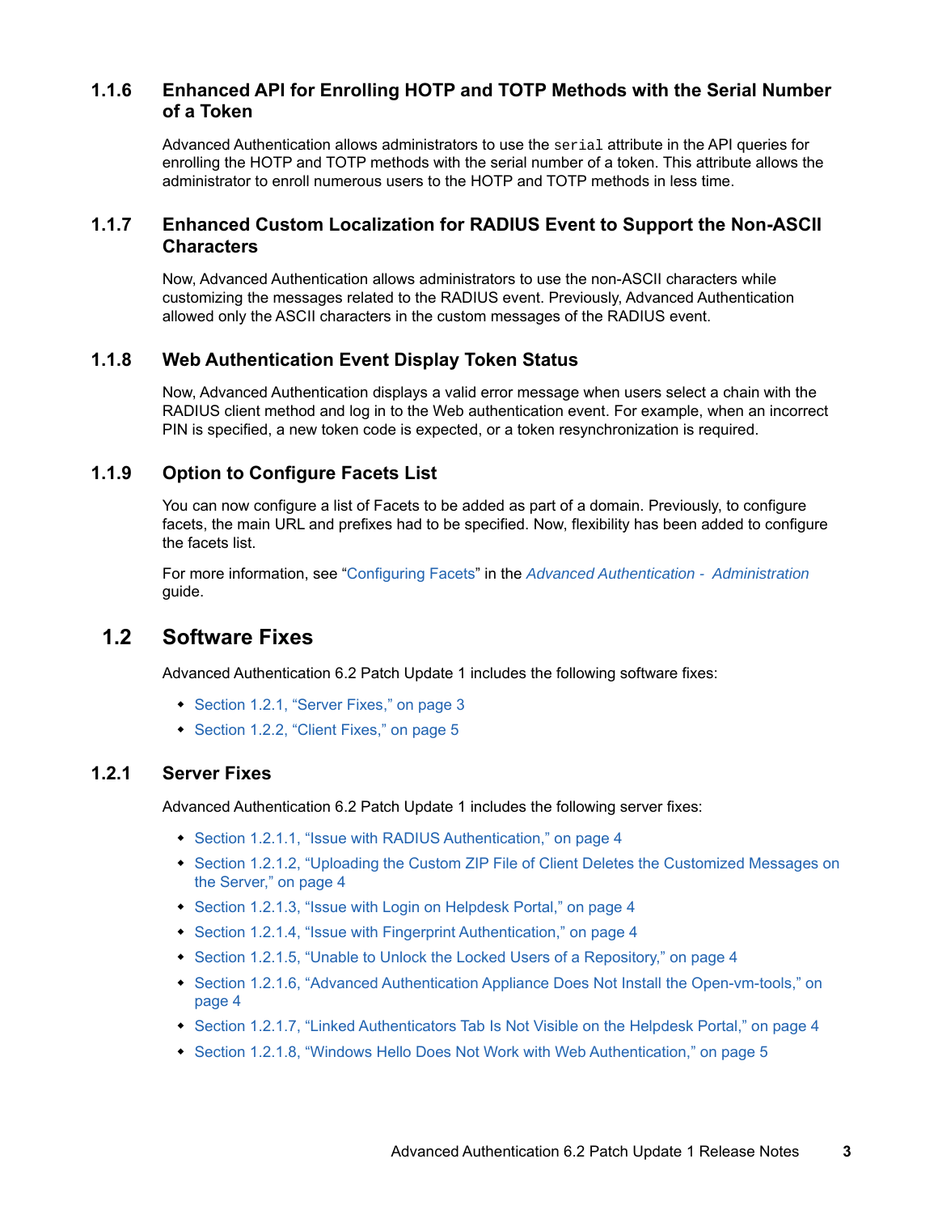### 1.1.6 Enhanced API for Enrolling HOTP and TOTP Methods with the Serial Number of a Token

Advanced Authentication allows administrators to use the `serial` attribute in the API queries for enrolling the HOTP and TOTP methods with the serial number of a token. This attribute allows the administrator to enroll numerous users to the HOTP and TOTP methods in less time.

### 1.1.7 Enhanced Custom Localization for RADIUS Event to Support the Non-ASCII Characters

Now, Advanced Authentication allows administrators to use the non-ASCII characters while customizing the messages related to the RADIUS event. Previously, Advanced Authentication allowed only the ASCII characters in the custom messages of the RADIUS event.

### 1.1.8 Web Authentication Event Display Token Status

Now, Advanced Authentication displays a valid error message when users select a chain with the RADIUS client method and log in to the Web authentication event. For example, when an incorrect PIN is specified, a new token code is expected, or a token resynchronization is required.

### 1.1.9 Option to Configure Facets List

You can now configure a list of Facets to be added as part of a domain. Previously, to configure facets, the main URL and prefixes had to be specified. Now, flexibility has been added to configure the facets list.

For more information, see “Configuring Facets” in the *Advanced Authentication - Administration* guide.

## 1.2 Software Fixes

Advanced Authentication 6.2 Patch Update 1 includes the following software fixes:

- Section 1.2.1, “Server Fixes,” on page 3
- Section 1.2.2, “Client Fixes,” on page 5

### 1.2.1 Server Fixes

Advanced Authentication 6.2 Patch Update 1 includes the following server fixes:

- Section 1.2.1.1, “Issue with RADIUS Authentication,” on page 4
- Section 1.2.1.2, “Uploading the Custom ZIP File of Client Deletes the Customized Messages on the Server,” on page 4
- Section 1.2.1.3, “Issue with Login on Helpdesk Portal,” on page 4
- Section 1.2.1.4, “Issue with Fingerprint Authentication,” on page 4
- Section 1.2.1.5, “Unable to Unlock the Locked Users of a Repository,” on page 4
- Section 1.2.1.6, “Advanced Authentication Appliance Does Not Install the Open-vm-tools,” on page 4
- Section 1.2.1.7, “Linked Authenticators Tab Is Not Visible on the Helpdesk Portal,” on page 4
- Section 1.2.1.8, “Windows Hello Does Not Work with Web Authentication,” on page 5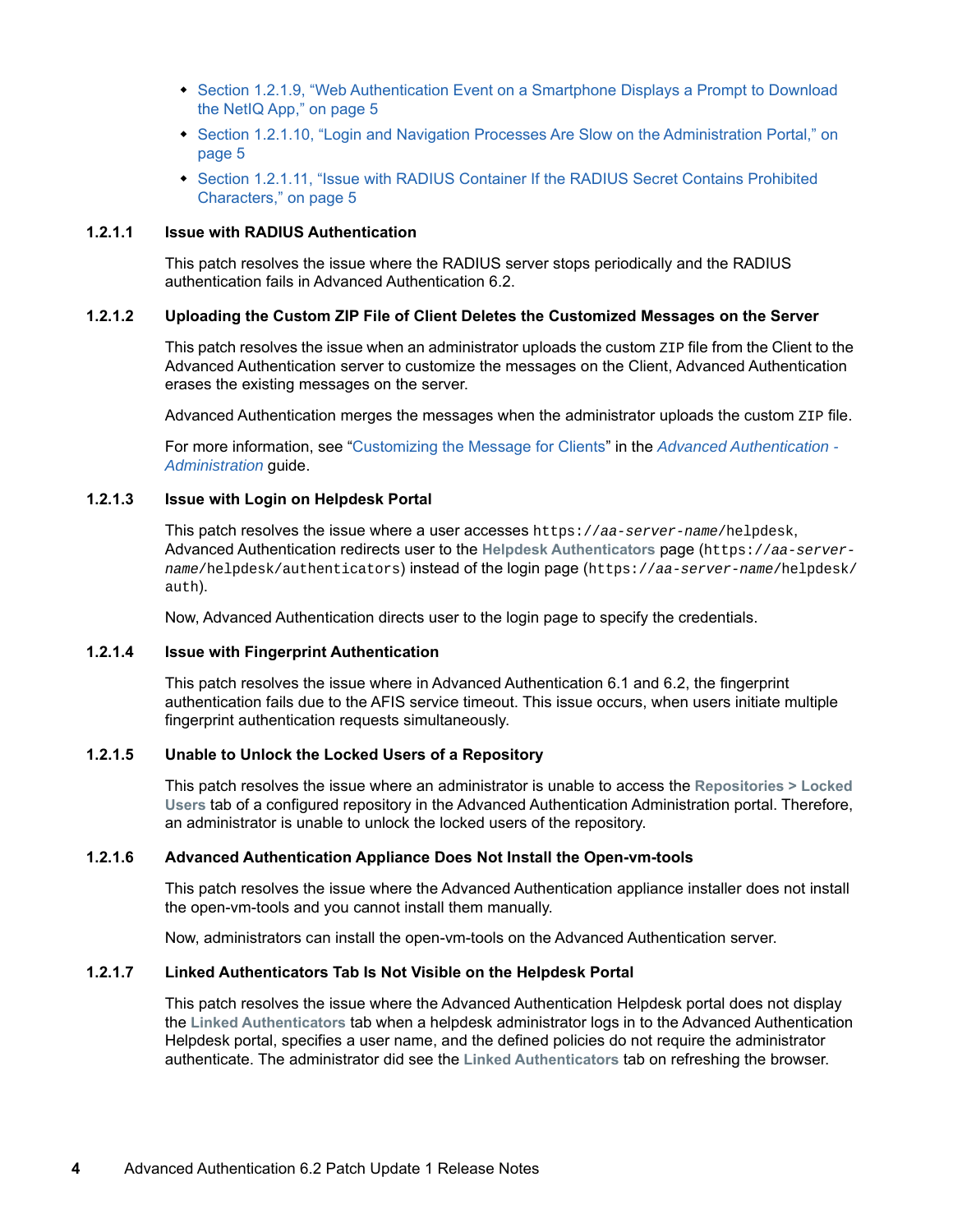- Section 1.2.1.9, "Web Authentication Event on a Smartphone Displays a Prompt to Download the NetIQ App," on page 5
- Section 1.2.1.10, "Login and Navigation Processes Are Slow on the Administration Portal," on page 5
- Section 1.2.1.11, "Issue with RADIUS Container If the RADIUS Secret Contains Prohibited Characters," on page 5

#### 1.2.1.1 Issue with RADIUS Authentication

This patch resolves the issue where the RADIUS server stops periodically and the RADIUS authentication fails in Advanced Authentication 6.2.

#### 1.2.1.2 Uploading the Custom ZIP File of Client Deletes the Customized Messages on the Server

This patch resolves the issue when an administrator uploads the custom `ZIP` file from the Client to the Advanced Authentication server to customize the messages on the Client, Advanced Authentication erases the existing messages on the server.

Advanced Authentication merges the messages when the administrator uploads the custom `ZIP` file.

For more information, see "Customizing the Message for Clients" in the *Advanced Authentication - Administration* guide.

#### 1.2.1.3 Issue with Login on Helpdesk Portal

This patch resolves the issue where a user accesses `https://aa-server-name/helpdesk`, Advanced Authentication redirects user to the **Helpdesk Authenticators** page (`https://aa-server-name/helpdesk/authenticators`) instead of the login page (`https://aa-server-name/helpdesk/auth`).

Now, Advanced Authentication directs user to the login page to specify the credentials.

#### 1.2.1.4 Issue with Fingerprint Authentication

This patch resolves the issue where in Advanced Authentication 6.1 and 6.2, the fingerprint authentication fails due to the AFIS service timeout. This issue occurs, when users initiate multiple fingerprint authentication requests simultaneously.

#### 1.2.1.5 Unable to Unlock the Locked Users of a Repository

This patch resolves the issue where an administrator is unable to access the **Repositories > Locked Users** tab of a configured repository in the Advanced Authentication Administration portal. Therefore, an administrator is unable to unlock the locked users of the repository.

#### 1.2.1.6 Advanced Authentication Appliance Does Not Install the Open-vm-tools

This patch resolves the issue where the Advanced Authentication appliance installer does not install the open-vm-tools and you cannot install them manually.

Now, administrators can install the open-vm-tools on the Advanced Authentication server.

#### 1.2.1.7 Linked Authenticators Tab Is Not Visible on the Helpdesk Portal

This patch resolves the issue where the Advanced Authentication Helpdesk portal does not display the **Linked Authenticators** tab when a helpdesk administrator logs in to the Advanced Authentication Helpdesk portal, specifies a user name, and the defined policies do not require the administrator authenticate. The administrator did see the **Linked Authenticators** tab on refreshing the browser.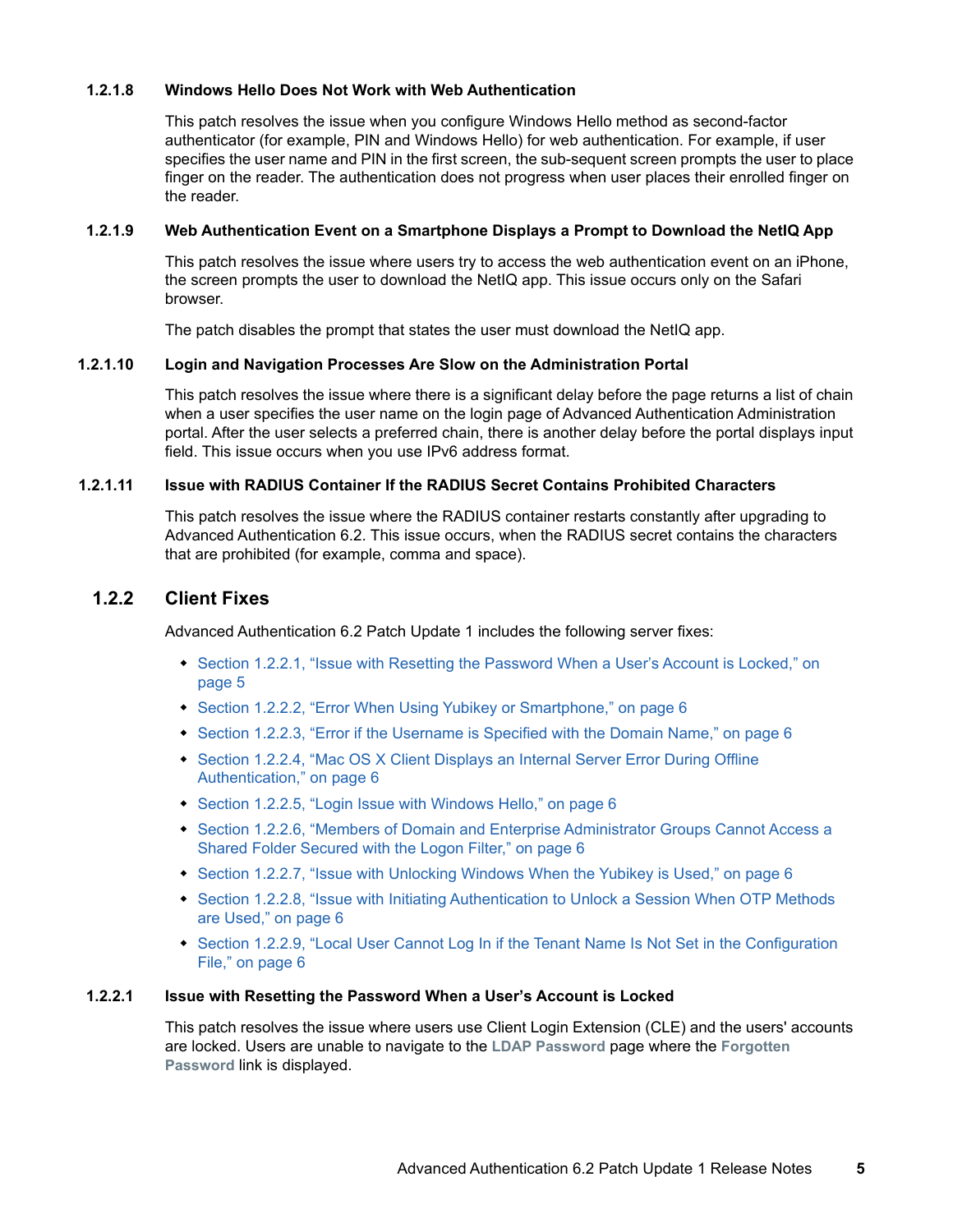#### 1.2.1.8 Windows Hello Does Not Work with Web Authentication

This patch resolves the issue when you configure Windows Hello method as second-factor authenticator (for example, PIN and Windows Hello) for web authentication. For example, if user specifies the user name and PIN in the first screen, the sub-sequent screen prompts the user to place finger on the reader. The authentication does not progress when user places their enrolled finger on the reader.

#### 1.2.1.9 Web Authentication Event on a Smartphone Displays a Prompt to Download the NetIQ App

This patch resolves the issue where users try to access the web authentication event on an iPhone, the screen prompts the user to download the NetIQ app. This issue occurs only on the Safari browser.

The patch disables the prompt that states the user must download the NetIQ app.

#### 1.2.1.10 Login and Navigation Processes Are Slow on the Administration Portal

This patch resolves the issue where there is a significant delay before the page returns a list of chain when a user specifies the user name on the login page of Advanced Authentication Administration portal. After the user selects a preferred chain, there is another delay before the portal displays input field. This issue occurs when you use IPv6 address format.

#### 1.2.1.11 Issue with RADIUS Container If the RADIUS Secret Contains Prohibited Characters

This patch resolves the issue where the RADIUS container restarts constantly after upgrading to Advanced Authentication 6.2. This issue occurs, when the RADIUS secret contains the characters that are prohibited (for example, comma and space).

### 1.2.2 Client Fixes

Advanced Authentication 6.2 Patch Update 1 includes the following server fixes:

- Section 1.2.2.1, "Issue with Resetting the Password When a User's Account is Locked," on page 5
- Section 1.2.2.2, "Error When Using Yubikey or Smartphone," on page 6
- Section 1.2.2.3, "Error if the Username is Specified with the Domain Name," on page 6
- Section 1.2.2.4, "Mac OS X Client Displays an Internal Server Error During Offline Authentication," on page 6
- Section 1.2.2.5, "Login Issue with Windows Hello," on page 6
- Section 1.2.2.6, "Members of Domain and Enterprise Administrator Groups Cannot Access a Shared Folder Secured with the Logon Filter," on page 6
- Section 1.2.2.7, "Issue with Unlocking Windows When the Yubikey is Used," on page 6
- Section 1.2.2.8, "Issue with Initiating Authentication to Unlock a Session When OTP Methods are Used," on page 6
- Section 1.2.2.9, "Local User Cannot Log In if the Tenant Name Is Not Set in the Configuration File," on page 6

#### 1.2.2.1 Issue with Resetting the Password When a User's Account is Locked

This patch resolves the issue where users use Client Login Extension (CLE) and the users' accounts are locked. Users are unable to navigate to the **LDAP Password** page where the **Forgotten Password** link is displayed.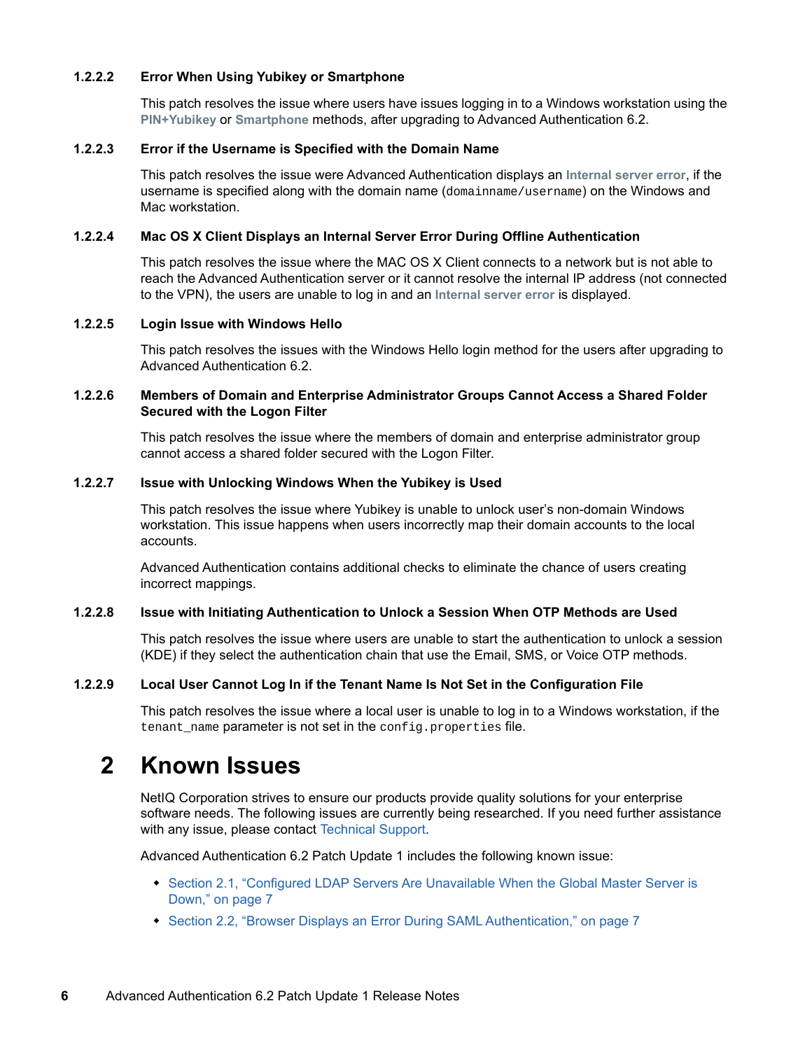#### 1.2.2.2 Error When Using Yubikey or Smartphone

This patch resolves the issue where users have issues logging in to a Windows workstation using the **PIN+Yubikey** or **Smartphone** methods, after upgrading to Advanced Authentication 6.2.

#### 1.2.2.3 Error if the Username is Specified with the Domain Name

This patch resolves the issue were Advanced Authentication displays an **Internal server error**, if the username is specified along with the domain name (`domainname/username`) on the Windows and Mac workstation.

#### 1.2.2.4 Mac OS X Client Displays an Internal Server Error During Offline Authentication

This patch resolves the issue where the MAC OS X Client connects to a network but is not able to reach the Advanced Authentication server or it cannot resolve the internal IP address (not connected to the VPN), the users are unable to log in and an **Internal server error** is displayed.

#### 1.2.2.5 Login Issue with Windows Hello

This patch resolves the issues with the Windows Hello login method for the users after upgrading to Advanced Authentication 6.2.

#### 1.2.2.6 Members of Domain and Enterprise Administrator Groups Cannot Access a Shared Folder Secured with the Logon Filter

This patch resolves the issue where the members of domain and enterprise administrator group cannot access a shared folder secured with the Logon Filter.

#### 1.2.2.7 Issue with Unlocking Windows When the Yubikey is Used

This patch resolves the issue where Yubikey is unable to unlock user's non-domain Windows workstation. This issue happens when users incorrectly map their domain accounts to the local accounts.

Advanced Authentication contains additional checks to eliminate the chance of users creating incorrect mappings.

#### 1.2.2.8 Issue with Initiating Authentication to Unlock a Session When OTP Methods are Used

This patch resolves the issue where users are unable to start the authentication to unlock a session (KDE) if they select the authentication chain that use the Email, SMS, or Voice OTP methods.

#### 1.2.2.9 Local User Cannot Log In if the Tenant Name Is Not Set in the Configuration File

This patch resolves the issue where a local user is unable to log in to a Windows workstation, if the `tenant_name` parameter is not set in the `config.properties` file.

# 2 Known Issues

NetIQ Corporation strives to ensure our products provide quality solutions for your enterprise software needs. The following issues are currently being researched. If you need further assistance with any issue, please contact Technical Support.

Advanced Authentication 6.2 Patch Update 1 includes the following known issue:

- Section 2.1, "Configured LDAP Servers Are Unavailable When the Global Master Server is Down," on page 7
- Section 2.2, "Browser Displays an Error During SAML Authentication," on page 7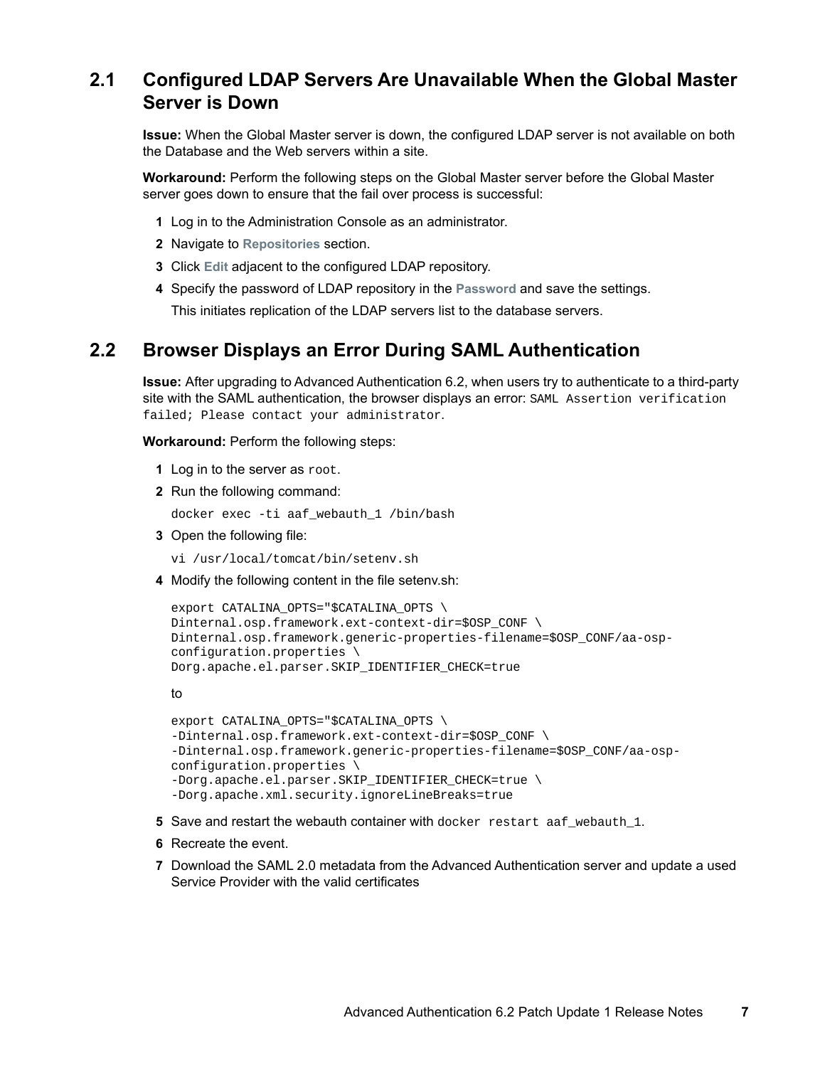## 2.1 Configured LDAP Servers Are Unavailable When the Global Master Server is Down

**Issue:** When the Global Master server is down, the configured LDAP server is not available on both the Database and the Web servers within a site.

**Workaround:** Perform the following steps on the Global Master server before the Global Master server goes down to ensure that the fail over process is successful:

1. Log in to the Administration Console as an administrator.
2. Navigate to **Repositories** section.
3. Click **Edit** adjacent to the configured LDAP repository.
4. Specify the password of LDAP repository in the **Password** and save the settings.

   This initiates replication of the LDAP servers list to the database servers.

## 2.2 Browser Displays an Error During SAML Authentication

**Issue:** After upgrading to Advanced Authentication 6.2, when users try to authenticate to a third-party site with the SAML authentication, the browser displays an error: `SAML Assertion verification failed; Please contact your administrator`.

**Workaround:** Perform the following steps:

1. Log in to the server as `root`.
2. Run the following command:

   ```
   docker exec -ti aaf_webauth_1 /bin/bash
   ```

3. Open the following file:

   ```
   vi /usr/local/tomcat/bin/setenv.sh
   ```

4. Modify the following content in the file setenv.sh:

   ```
   export CATALINA_OPTS="$CATALINA_OPTS \
   Dinternal.osp.framework.ext-context-dir=$OSP_CONF \
   Dinternal.osp.framework.generic-properties-filename=$OSP_CONF/aa-osp-
   configuration.properties \
   Dorg.apache.el.parser.SKIP_IDENTIFIER_CHECK=true
   ```

   to

   ```
   export CATALINA_OPTS="$CATALINA_OPTS \
   -Dinternal.osp.framework.ext-context-dir=$OSP_CONF \
   -Dinternal.osp.framework.generic-properties-filename=$OSP_CONF/aa-osp-
   configuration.properties \
   -Dorg.apache.el.parser.SKIP_IDENTIFIER_CHECK=true \
   -Dorg.apache.xml.security.ignoreLineBreaks=true
   ```

5. Save and restart the webauth container with `docker restart aaf_webauth_1`.
6. Recreate the event.
7. Download the SAML 2.0 metadata from the Advanced Authentication server and update a used Service Provider with the valid certificates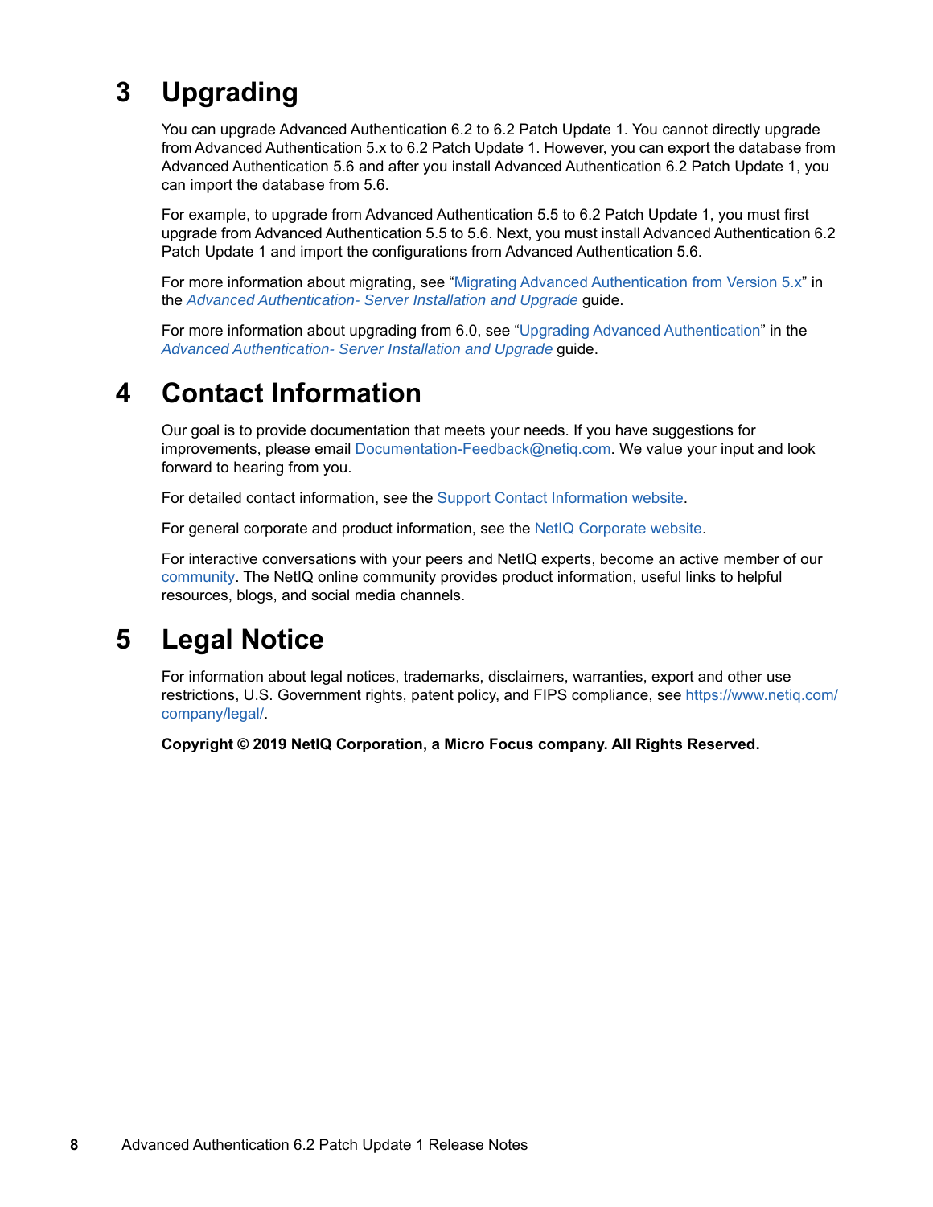# 3 Upgrading

You can upgrade Advanced Authentication 6.2 to 6.2 Patch Update 1. You cannot directly upgrade from Advanced Authentication 5.x to 6.2 Patch Update 1. However, you can export the database from Advanced Authentication 5.6 and after you install Advanced Authentication 6.2 Patch Update 1, you can import the database from 5.6.

For example, to upgrade from Advanced Authentication 5.5 to 6.2 Patch Update 1, you must first upgrade from Advanced Authentication 5.5 to 5.6. Next, you must install Advanced Authentication 6.2 Patch Update 1 and import the configurations from Advanced Authentication 5.6.

For more information about migrating, see "Migrating Advanced Authentication from Version 5.x" in the *Advanced Authentication- Server Installation and Upgrade* guide.

For more information about upgrading from 6.0, see "Upgrading Advanced Authentication" in the *Advanced Authentication- Server Installation and Upgrade* guide.

# 4 Contact Information

Our goal is to provide documentation that meets your needs. If you have suggestions for improvements, please email Documentation-Feedback@netiq.com. We value your input and look forward to hearing from you.

For detailed contact information, see the Support Contact Information website.

For general corporate and product information, see the NetIQ Corporate website.

For interactive conversations with your peers and NetIQ experts, become an active member of our community. The NetIQ online community provides product information, useful links to helpful resources, blogs, and social media channels.

# 5 Legal Notice

For information about legal notices, trademarks, disclaimers, warranties, export and other use restrictions, U.S. Government rights, patent policy, and FIPS compliance, see https://www.netiq.com/company/legal/.

**Copyright © 2019 NetIQ Corporation, a Micro Focus company. All Rights Reserved.**